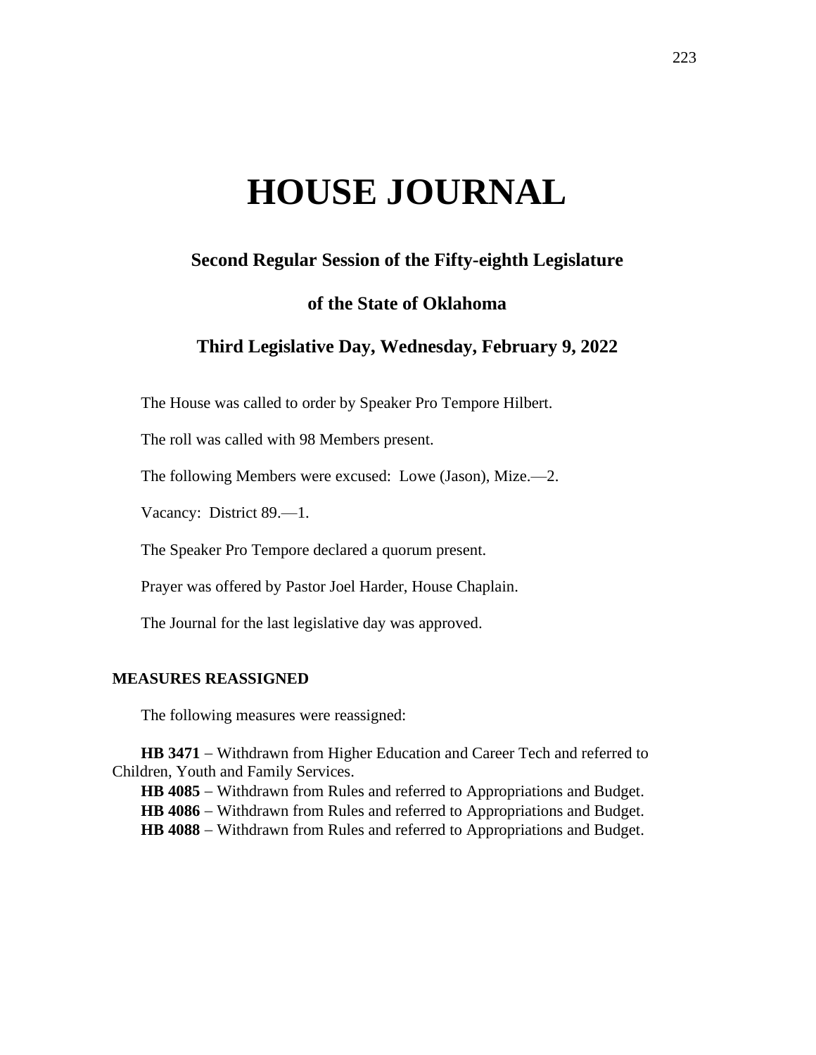# HOUSE JOURNAL

## Second Regular Session of the Fifty-eighth Legislature

## of the State of Oklahoma

## Third Legislative Day, Wednesday, February 9, 2022

The House was called to order by Speaker Pro Tempore Hilbert.

The roll was called with 98 Members present.

The following Members were excused: Lowe (Jason), Mize.—2.

Vacancy: District 89.—1.

The Speaker Pro Tempore declared a quorum present.

Prayer was offered by Pastor Joel Harder, House Chaplain.

The Journal for the last legislative day was approved.

### MEASURES REASSIGNED

The following measures were reassigned:

**HB 3471** – Withdrawn from Higher Education and Career Tech and referred to Children, Youth and Family Services.
**HB 4085** – Withdrawn from Rules and referred to Appropriations and Budget.
**HB 4086** – Withdrawn from Rules and referred to Appropriations and Budget.
**HB 4088** – Withdrawn from Rules and referred to Appropriations and Budget.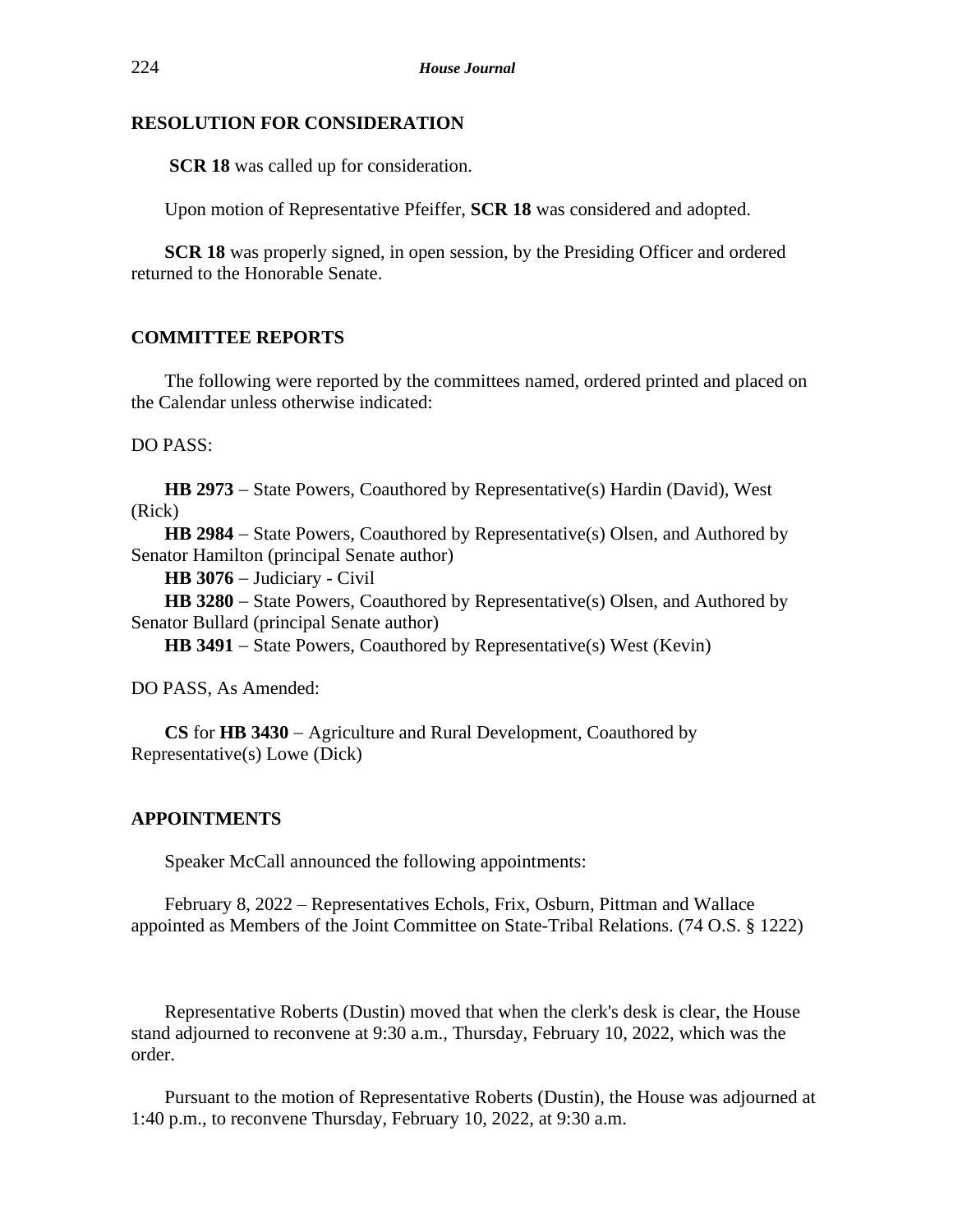## RESOLUTION FOR CONSIDERATION

**SCR 18** was called up for consideration.

Upon motion of Representative Pfeiffer, **SCR 18** was considered and adopted.

**SCR 18** was properly signed, in open session, by the Presiding Officer and ordered returned to the Honorable Senate.

## COMMITTEE REPORTS

The following were reported by the committees named, ordered printed and placed on the Calendar unless otherwise indicated:

DO PASS:

**HB 2973** − State Powers, Coauthored by Representative(s) Hardin (David), West (Rick)
**HB 2984** − State Powers, Coauthored by Representative(s) Olsen, and Authored by Senator Hamilton (principal Senate author)
**HB 3076** − Judiciary - Civil
**HB 3280** − State Powers, Coauthored by Representative(s) Olsen, and Authored by Senator Bullard (principal Senate author)
**HB 3491** − State Powers, Coauthored by Representative(s) West (Kevin)

DO PASS, As Amended:

**CS** for **HB 3430** − Agriculture and Rural Development, Coauthored by Representative(s) Lowe (Dick)

## APPOINTMENTS

Speaker McCall announced the following appointments:

February 8, 2022 – Representatives Echols, Frix, Osburn, Pittman and Wallace appointed as Members of the Joint Committee on State-Tribal Relations. (74 O.S. § 1222)

Representative Roberts (Dustin) moved that when the clerk's desk is clear, the House stand adjourned to reconvene at 9:30 a.m., Thursday, February 10, 2022, which was the order.

Pursuant to the motion of Representative Roberts (Dustin), the House was adjourned at 1:40 p.m., to reconvene Thursday, February 10, 2022, at 9:30 a.m.